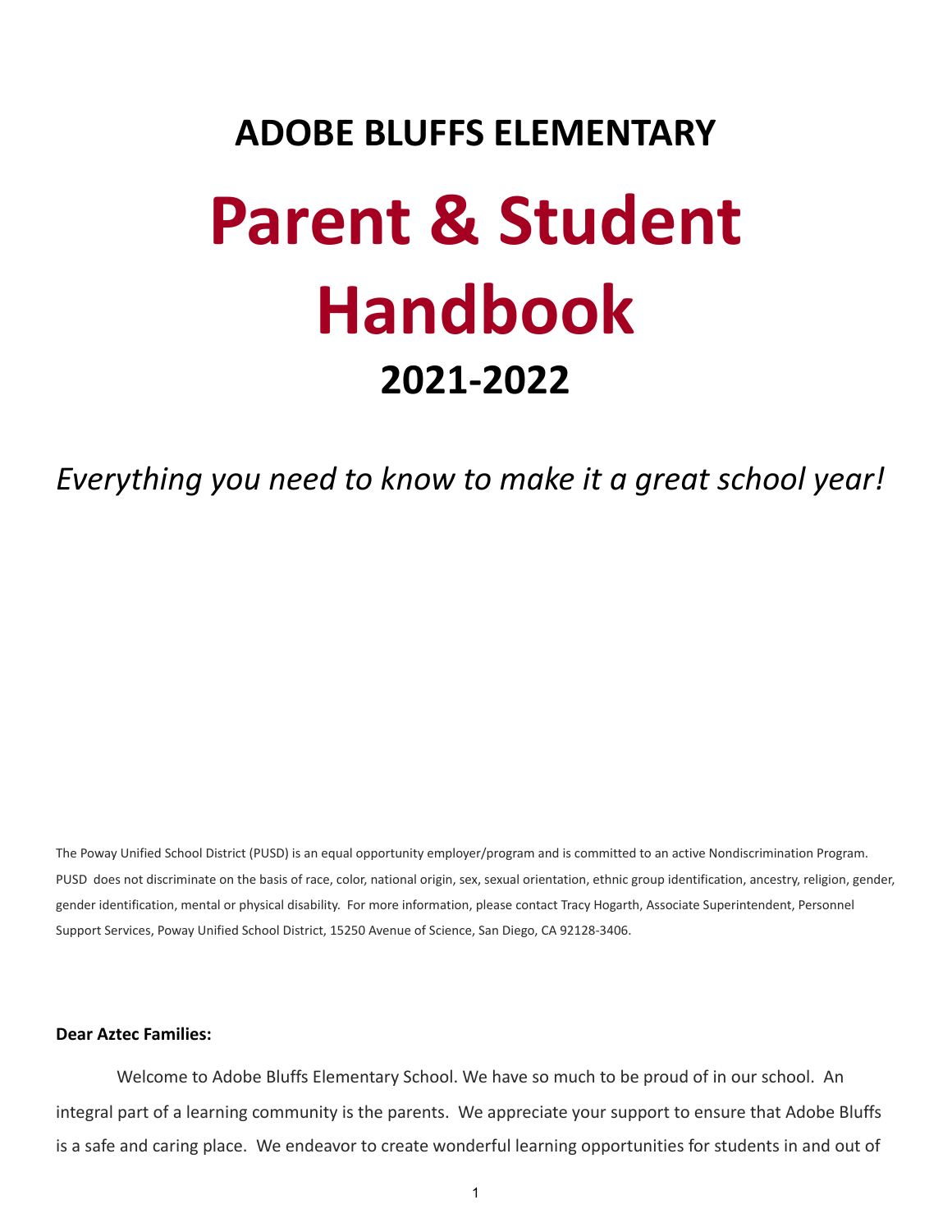# ADOBE BLUFFS ELEMENTARY

# Parent & Student Handbook

## 2021-2022

*Everything you need to know to make it a great school year!*

The Poway Unified School District (PUSD) is an equal opportunity employer/program and is committed to an active Nondiscrimination Program. PUSD does not discriminate on the basis of race, color, national origin, sex, sexual orientation, ethnic group identification, ancestry, religion, gender, gender identification, mental or physical disability. For more information, please contact Tracy Hogarth, Associate Superintendent, Personnel Support Services, Poway Unified School District, 15250 Avenue of Science, San Diego, CA 92128-3406.

**Dear Aztec Families:**

Welcome to Adobe Bluffs Elementary School. We have so much to be proud of in our school. An integral part of a learning community is the parents. We appreciate your support to ensure that Adobe Bluffs is a safe and caring place. We endeavor to create wonderful learning opportunities for students in and out of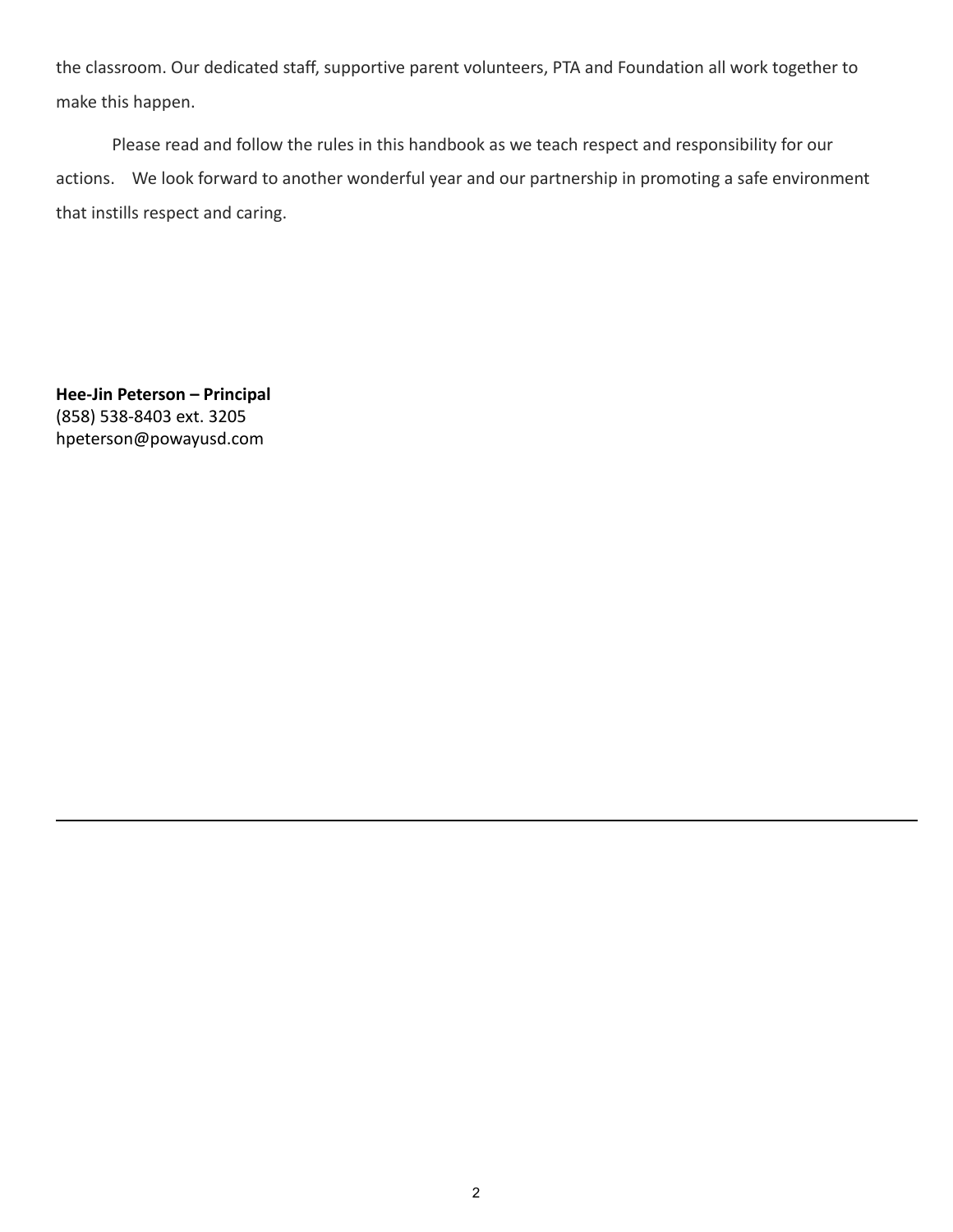the classroom. Our dedicated staff, supportive parent volunteers, PTA and Foundation all work together to make this happen.

Please read and follow the rules in this handbook as we teach respect and responsibility for our actions. We look forward to another wonderful year and our partnership in promoting a safe environment that instills respect and caring.

**Hee-Jin Peterson – Principal**
(858) 538-8403 ext. 3205
hpeterson@powayusd.com

---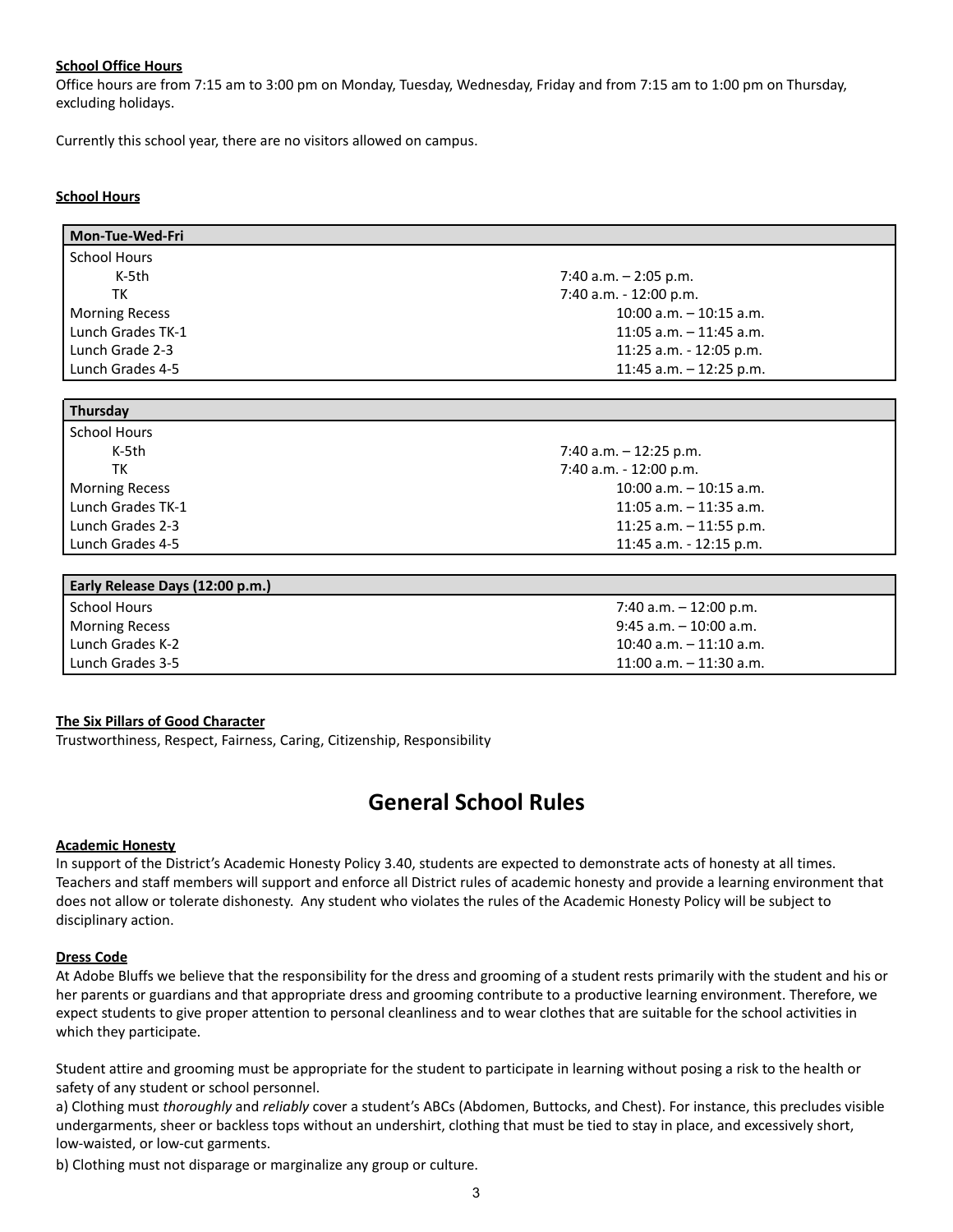**School Office Hours**

Office hours are from 7:15 am to 3:00 pm on Monday, Tuesday, Wednesday, Friday and from 7:15 am to 1:00 pm on Thursday, excluding holidays.

Currently this school year, there are no visitors allowed on campus.

**School Hours**

| Mon-Tue-Wed-Fri | |
|---|---|
| School Hours | |
| K-5th | 7:40 a.m. – 2:05 p.m. |
| TK | 7:40 a.m. - 12:00 p.m. |
| Morning Recess | 10:00 a.m. – 10:15 a.m. |
| Lunch Grades TK-1 | 11:05 a.m. – 11:45 a.m. |
| Lunch Grade 2-3 | 11:25 a.m. - 12:05 p.m. |
| Lunch Grades 4-5 | 11:45 a.m. – 12:25 p.m. |

| Thursday | |
|---|---|
| School Hours | |
| K-5th | 7:40 a.m. – 12:25 p.m. |
| TK | 7:40 a.m. - 12:00 p.m. |
| Morning Recess | 10:00 a.m. – 10:15 a.m. |
| Lunch Grades TK-1 | 11:05 a.m. – 11:35 a.m. |
| Lunch Grades 2-3 | 11:25 a.m. – 11:55 p.m. |
| Lunch Grades 4-5 | 11:45 a.m. - 12:15 p.m. |

| Early Release Days (12:00 p.m.) | |
|---|---|
| School Hours | 7:40 a.m. – 12:00 p.m. |
| Morning Recess | 9:45 a.m. – 10:00 a.m. |
| Lunch Grades K-2 | 10:40 a.m. – 11:10 a.m. |
| Lunch Grades 3-5 | 11:00 a.m. – 11:30 a.m. |

**The Six Pillars of Good Character**

Trustworthiness, Respect, Fairness, Caring, Citizenship, Responsibility

# General School Rules

**Academic Honesty**

In support of the District's Academic Honesty Policy 3.40, students are expected to demonstrate acts of honesty at all times. Teachers and staff members will support and enforce all District rules of academic honesty and provide a learning environment that does not allow or tolerate dishonesty. Any student who violates the rules of the Academic Honesty Policy will be subject to disciplinary action.

**Dress Code**

At Adobe Bluffs we believe that the responsibility for the dress and grooming of a student rests primarily with the student and his or her parents or guardians and that appropriate dress and grooming contribute to a productive learning environment. Therefore, we expect students to give proper attention to personal cleanliness and to wear clothes that are suitable for the school activities in which they participate.

Student attire and grooming must be appropriate for the student to participate in learning without posing a risk to the health or safety of any student or school personnel.

a) Clothing must *thoroughly* and *reliably* cover a student's ABCs (Abdomen, Buttocks, and Chest). For instance, this precludes visible undergarments, sheer or backless tops without an undershirt, clothing that must be tied to stay in place, and excessively short, low-waisted, or low-cut garments.

b) Clothing must not disparage or marginalize any group or culture.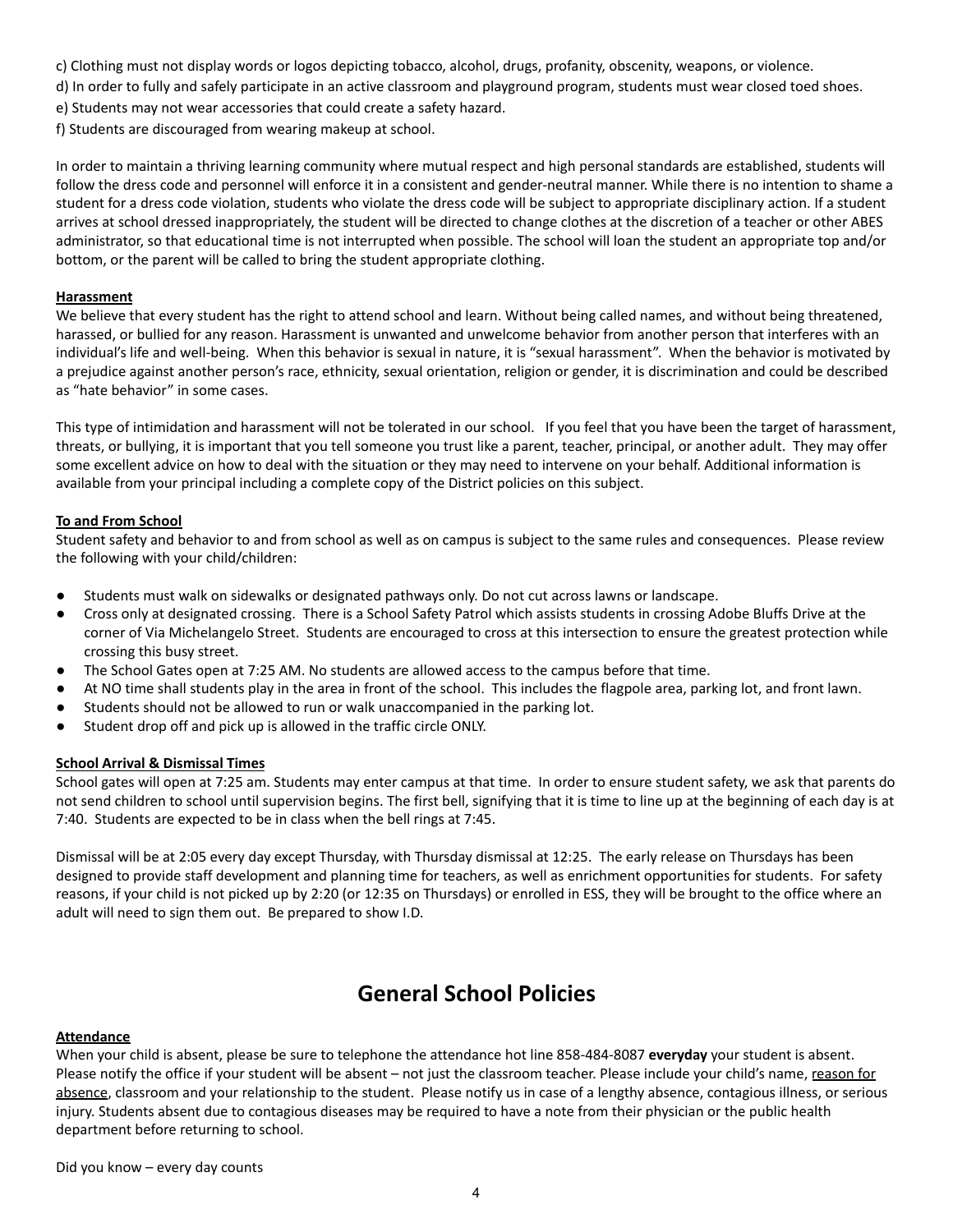c) Clothing must not display words or logos depicting tobacco, alcohol, drugs, profanity, obscenity, weapons, or violence.

d) In order to fully and safely participate in an active classroom and playground program, students must wear closed toed shoes.

e) Students may not wear accessories that could create a safety hazard.

f) Students are discouraged from wearing makeup at school.

In order to maintain a thriving learning community where mutual respect and high personal standards are established, students will follow the dress code and personnel will enforce it in a consistent and gender-neutral manner. While there is no intention to shame a student for a dress code violation, students who violate the dress code will be subject to appropriate disciplinary action. If a student arrives at school dressed inappropriately, the student will be directed to change clothes at the discretion of a teacher or other ABES administrator, so that educational time is not interrupted when possible. The school will loan the student an appropriate top and/or bottom, or the parent will be called to bring the student appropriate clothing.

**Harassment**

We believe that every student has the right to attend school and learn. Without being called names, and without being threatened, harassed, or bullied for any reason. Harassment is unwanted and unwelcome behavior from another person that interferes with an individual's life and well-being. When this behavior is sexual in nature, it is "sexual harassment". When the behavior is motivated by a prejudice against another person's race, ethnicity, sexual orientation, religion or gender, it is discrimination and could be described as "hate behavior" in some cases.

This type of intimidation and harassment will not be tolerated in our school. If you feel that you have been the target of harassment, threats, or bullying, it is important that you tell someone you trust like a parent, teacher, principal, or another adult. They may offer some excellent advice on how to deal with the situation or they may need to intervene on your behalf. Additional information is available from your principal including a complete copy of the District policies on this subject.

**To and From School**

Student safety and behavior to and from school as well as on campus is subject to the same rules and consequences. Please review the following with your child/children:

- Students must walk on sidewalks or designated pathways only. Do not cut across lawns or landscape.
- Cross only at designated crossing. There is a School Safety Patrol which assists students in crossing Adobe Bluffs Drive at the corner of Via Michelangelo Street. Students are encouraged to cross at this intersection to ensure the greatest protection while crossing this busy street.
- The School Gates open at 7:25 AM. No students are allowed access to the campus before that time.
- At NO time shall students play in the area in front of the school. This includes the flagpole area, parking lot, and front lawn.
- Students should not be allowed to run or walk unaccompanied in the parking lot.
- Student drop off and pick up is allowed in the traffic circle ONLY.

**School Arrival & Dismissal Times**

School gates will open at 7:25 am. Students may enter campus at that time. In order to ensure student safety, we ask that parents do not send children to school until supervision begins. The first bell, signifying that it is time to line up at the beginning of each day is at 7:40. Students are expected to be in class when the bell rings at 7:45.

Dismissal will be at 2:05 every day except Thursday, with Thursday dismissal at 12:25. The early release on Thursdays has been designed to provide staff development and planning time for teachers, as well as enrichment opportunities for students. For safety reasons, if your child is not picked up by 2:20 (or 12:35 on Thursdays) or enrolled in ESS, they will be brought to the office where an adult will need to sign them out. Be prepared to show I.D.

# General School Policies

**Attendance**

When your child is absent, please be sure to telephone the attendance hot line 858-484-8087 **everyday** your student is absent. Please notify the office if your student will be absent – not just the classroom teacher. Please include your child's name, reason for absence, classroom and your relationship to the student. Please notify us in case of a lengthy absence, contagious illness, or serious injury. Students absent due to contagious diseases may be required to have a note from their physician or the public health department before returning to school.

Did you know – every day counts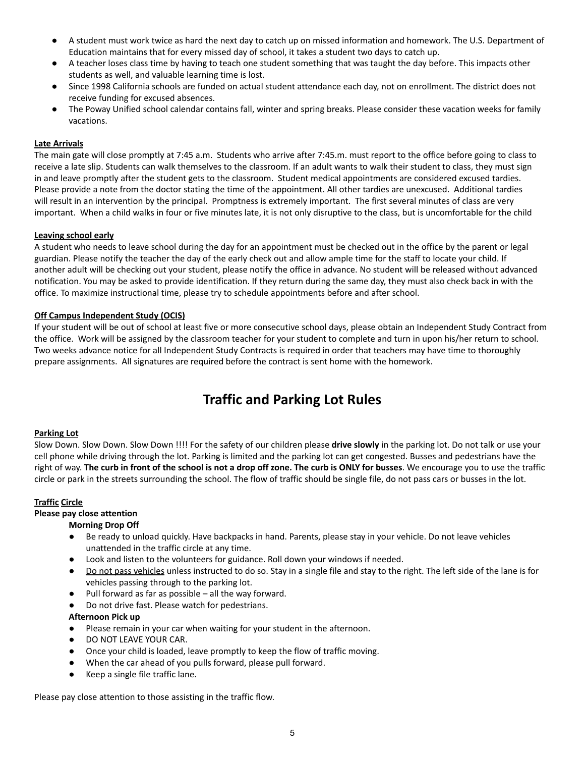- A student must work twice as hard the next day to catch up on missed information and homework. The U.S. Department of Education maintains that for every missed day of school, it takes a student two days to catch up.
- A teacher loses class time by having to teach one student something that was taught the day before. This impacts other students as well, and valuable learning time is lost.
- Since 1998 California schools are funded on actual student attendance each day, not on enrollment. The district does not receive funding for excused absences.
- The Poway Unified school calendar contains fall, winter and spring breaks. Please consider these vacation weeks for family vacations.

**Late Arrivals**

The main gate will close promptly at 7:45 a.m. Students who arrive after 7:45.m. must report to the office before going to class to receive a late slip. Students can walk themselves to the classroom. If an adult wants to walk their student to class, they must sign in and leave promptly after the student gets to the classroom. Student medical appointments are considered excused tardies. Please provide a note from the doctor stating the time of the appointment. All other tardies are unexcused. Additional tardies will result in an intervention by the principal. Promptness is extremely important. The first several minutes of class are very important. When a child walks in four or five minutes late, it is not only disruptive to the class, but is uncomfortable for the child

**Leaving school early**

A student who needs to leave school during the day for an appointment must be checked out in the office by the parent or legal guardian. Please notify the teacher the day of the early check out and allow ample time for the staff to locate your child. If another adult will be checking out your student, please notify the office in advance. No student will be released without advanced notification. You may be asked to provide identification. If they return during the same day, they must also check back in with the office. To maximize instructional time, please try to schedule appointments before and after school.

**Off Campus Independent Study (OCIS)**

If your student will be out of school at least five or more consecutive school days, please obtain an Independent Study Contract from the office. Work will be assigned by the classroom teacher for your student to complete and turn in upon his/her return to school. Two weeks advance notice for all Independent Study Contracts is required in order that teachers may have time to thoroughly prepare assignments. All signatures are required before the contract is sent home with the homework.

# Traffic and Parking Lot Rules

**Parking Lot**

Slow Down. Slow Down. Slow Down !!!! For the safety of our children please **drive slowly** in the parking lot. Do not talk or use your cell phone while driving through the lot. Parking is limited and the parking lot can get congested. Busses and pedestrians have the right of way. **The curb in front of the school is not a drop off zone. The curb is ONLY for busses**. We encourage you to use the traffic circle or park in the streets surrounding the school. The flow of traffic should be single file, do not pass cars or busses in the lot.

**Traffic Circle**

**Please pay close attention**

**Morning Drop Off**

- Be ready to unload quickly. Have backpacks in hand. Parents, please stay in your vehicle. Do not leave vehicles unattended in the traffic circle at any time.
- Look and listen to the volunteers for guidance. Roll down your windows if needed.
- Do not pass vehicles unless instructed to do so. Stay in a single file and stay to the right. The left side of the lane is for vehicles passing through to the parking lot.
- Pull forward as far as possible – all the way forward.
- Do not drive fast. Please watch for pedestrians.

**Afternoon Pick up**

- Please remain in your car when waiting for your student in the afternoon.
- DO NOT LEAVE YOUR CAR.
- Once your child is loaded, leave promptly to keep the flow of traffic moving.
- When the car ahead of you pulls forward, please pull forward.
- Keep a single file traffic lane.

Please pay close attention to those assisting in the traffic flow.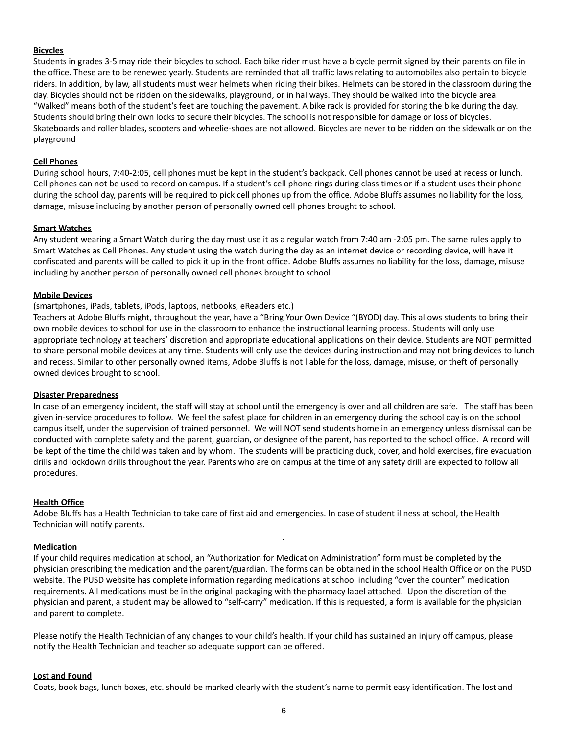**Bicycles**

Students in grades 3-5 may ride their bicycles to school. Each bike rider must have a bicycle permit signed by their parents on file in the office. These are to be renewed yearly. Students are reminded that all traffic laws relating to automobiles also pertain to bicycle riders. In addition, by law, all students must wear helmets when riding their bikes. Helmets can be stored in the classroom during the day. Bicycles should not be ridden on the sidewalks, playground, or in hallways. They should be walked into the bicycle area. "Walked" means both of the student's feet are touching the pavement. A bike rack is provided for storing the bike during the day. Students should bring their own locks to secure their bicycles. The school is not responsible for damage or loss of bicycles. Skateboards and roller blades, scooters and wheelie-shoes are not allowed. Bicycles are never to be ridden on the sidewalk or on the playground

**Cell Phones**

During school hours, 7:40-2:05, cell phones must be kept in the student's backpack. Cell phones cannot be used at recess or lunch. Cell phones can not be used to record on campus. If a student's cell phone rings during class times or if a student uses their phone during the school day, parents will be required to pick cell phones up from the office. Adobe Bluffs assumes no liability for the loss, damage, misuse including by another person of personally owned cell phones brought to school.

**Smart Watches**

Any student wearing a Smart Watch during the day must use it as a regular watch from 7:40 am -2:05 pm. The same rules apply to Smart Watches as Cell Phones. Any student using the watch during the day as an internet device or recording device, will have it confiscated and parents will be called to pick it up in the front office. Adobe Bluffs assumes no liability for the loss, damage, misuse including by another person of personally owned cell phones brought to school

**Mobile Devices**

(smartphones, iPads, tablets, iPods, laptops, netbooks, eReaders etc.)

Teachers at Adobe Bluffs might, throughout the year, have a "Bring Your Own Device "(BYOD) day. This allows students to bring their own mobile devices to school for use in the classroom to enhance the instructional learning process. Students will only use appropriate technology at teachers' discretion and appropriate educational applications on their device. Students are NOT permitted to share personal mobile devices at any time. Students will only use the devices during instruction and may not bring devices to lunch and recess. Similar to other personally owned items, Adobe Bluffs is not liable for the loss, damage, misuse, or theft of personally owned devices brought to school.

**Disaster Preparedness**

In case of an emergency incident, the staff will stay at school until the emergency is over and all children are safe. The staff has been given in-service procedures to follow. We feel the safest place for children in an emergency during the school day is on the school campus itself, under the supervision of trained personnel. We will NOT send students home in an emergency unless dismissal can be conducted with complete safety and the parent, guardian, or designee of the parent, has reported to the school office. A record will be kept of the time the child was taken and by whom. The students will be practicing duck, cover, and hold exercises, fire evacuation drills and lockdown drills throughout the year. Parents who are on campus at the time of any safety drill are expected to follow all procedures.

**Health Office**

Adobe Bluffs has a Health Technician to take care of first aid and emergencies. In case of student illness at school, the Health Technician will notify parents.

**Medication**

If your child requires medication at school, an "Authorization for Medication Administration" form must be completed by the physician prescribing the medication and the parent/guardian. The forms can be obtained in the school Health Office or on the PUSD website. The PUSD website has complete information regarding medications at school including "over the counter" medication requirements. All medications must be in the original packaging with the pharmacy label attached. Upon the discretion of the physician and parent, a student may be allowed to "self-carry" medication. If this is requested, a form is available for the physician and parent to complete.

Please notify the Health Technician of any changes to your child's health. If your child has sustained an injury off campus, please notify the Health Technician and teacher so adequate support can be offered.

**Lost and Found**

Coats, book bags, lunch boxes, etc. should be marked clearly with the student's name to permit easy identification. The lost and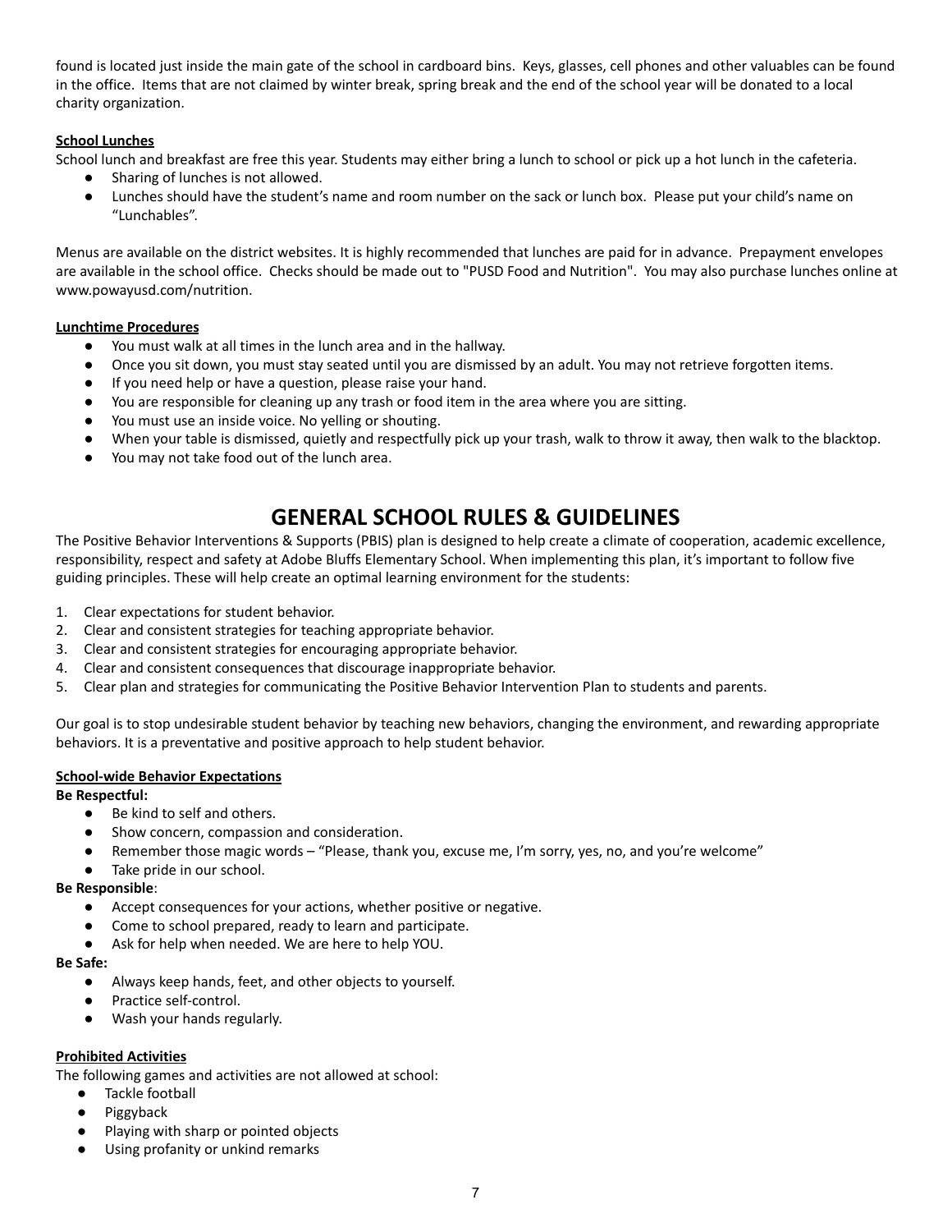found is located just inside the main gate of the school in cardboard bins. Keys, glasses, cell phones and other valuables can be found in the office. Items that are not claimed by winter break, spring break and the end of the school year will be donated to a local charity organization.

**School Lunches**

School lunch and breakfast are free this year. Students may either bring a lunch to school or pick up a hot lunch in the cafeteria.

- Sharing of lunches is not allowed.
- Lunches should have the student's name and room number on the sack or lunch box. Please put your child's name on "Lunchables".

Menus are available on the district websites. It is highly recommended that lunches are paid for in advance. Prepayment envelopes are available in the school office. Checks should be made out to "PUSD Food and Nutrition". You may also purchase lunches online at www.powayusd.com/nutrition.

**Lunchtime Procedures**

- You must walk at all times in the lunch area and in the hallway.
- Once you sit down, you must stay seated until you are dismissed by an adult. You may not retrieve forgotten items.
- If you need help or have a question, please raise your hand.
- You are responsible for cleaning up any trash or food item in the area where you are sitting.
- You must use an inside voice. No yelling or shouting.
- When your table is dismissed, quietly and respectfully pick up your trash, walk to throw it away, then walk to the blacktop.
- You may not take food out of the lunch area.

# GENERAL SCHOOL RULES & GUIDELINES

The Positive Behavior Interventions & Supports (PBIS) plan is designed to help create a climate of cooperation, academic excellence, responsibility, respect and safety at Adobe Bluffs Elementary School. When implementing this plan, it's important to follow five guiding principles. These will help create an optimal learning environment for the students:

1. Clear expectations for student behavior.
2. Clear and consistent strategies for teaching appropriate behavior.
3. Clear and consistent strategies for encouraging appropriate behavior.
4. Clear and consistent consequences that discourage inappropriate behavior.
5. Clear plan and strategies for communicating the Positive Behavior Intervention Plan to students and parents.

Our goal is to stop undesirable student behavior by teaching new behaviors, changing the environment, and rewarding appropriate behaviors. It is a preventative and positive approach to help student behavior.

**School-wide Behavior Expectations**

**Be Respectful:**

- Be kind to self and others.
- Show concern, compassion and consideration.
- Remember those magic words – "Please, thank you, excuse me, I'm sorry, yes, no, and you're welcome"
- Take pride in our school.

**Be Responsible**:

- Accept consequences for your actions, whether positive or negative.
- Come to school prepared, ready to learn and participate.
- Ask for help when needed. We are here to help YOU.

**Be Safe:**

- Always keep hands, feet, and other objects to yourself.
- Practice self-control.
- Wash your hands regularly.

**Prohibited Activities**

The following games and activities are not allowed at school:

- Tackle football
- Piggyback
- Playing with sharp or pointed objects
- Using profanity or unkind remarks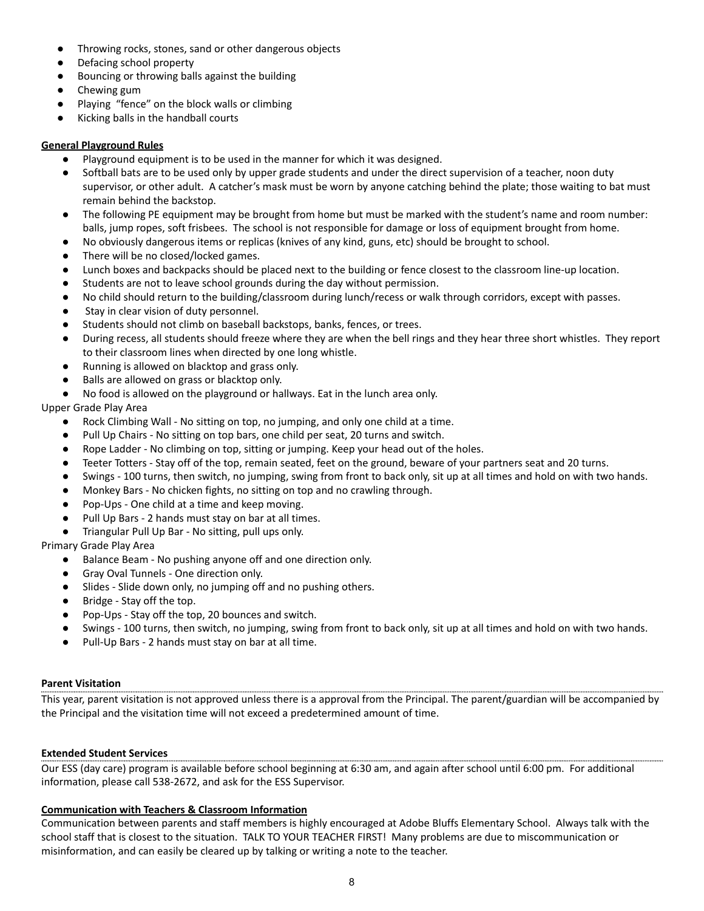- Throwing rocks, stones, sand or other dangerous objects
- Defacing school property
- Bouncing or throwing balls against the building
- Chewing gum
- Playing "fence" on the block walls or climbing
- Kicking balls in the handball courts

**General Playground Rules**

- Playground equipment is to be used in the manner for which it was designed.
- Softball bats are to be used only by upper grade students and under the direct supervision of a teacher, noon duty supervisor, or other adult. A catcher's mask must be worn by anyone catching behind the plate; those waiting to bat must remain behind the backstop.
- The following PE equipment may be brought from home but must be marked with the student's name and room number: balls, jump ropes, soft frisbees. The school is not responsible for damage or loss of equipment brought from home.
- No obviously dangerous items or replicas (knives of any kind, guns, etc) should be brought to school.
- There will be no closed/locked games.
- Lunch boxes and backpacks should be placed next to the building or fence closest to the classroom line-up location.
- Students are not to leave school grounds during the day without permission.
- No child should return to the building/classroom during lunch/recess or walk through corridors, except with passes.
- Stay in clear vision of duty personnel.
- Students should not climb on baseball backstops, banks, fences, or trees.
- During recess, all students should freeze where they are when the bell rings and they hear three short whistles. They report to their classroom lines when directed by one long whistle.
- Running is allowed on blacktop and grass only.
- Balls are allowed on grass or blacktop only.
- No food is allowed on the playground or hallways. Eat in the lunch area only.

Upper Grade Play Area

- Rock Climbing Wall - No sitting on top, no jumping, and only one child at a time.
- Pull Up Chairs - No sitting on top bars, one child per seat, 20 turns and switch.
- Rope Ladder - No climbing on top, sitting or jumping. Keep your head out of the holes.
- Teeter Totters - Stay off of the top, remain seated, feet on the ground, beware of your partners seat and 20 turns.
- Swings - 100 turns, then switch, no jumping, swing from front to back only, sit up at all times and hold on with two hands.
- Monkey Bars - No chicken fights, no sitting on top and no crawling through.
- Pop-Ups - One child at a time and keep moving.
- Pull Up Bars - 2 hands must stay on bar at all times.
- Triangular Pull Up Bar - No sitting, pull ups only.

Primary Grade Play Area

- Balance Beam - No pushing anyone off and one direction only.
- Gray Oval Tunnels - One direction only.
- Slides - Slide down only, no jumping off and no pushing others.
- Bridge - Stay off the top.
- Pop-Ups - Stay off the top, 20 bounces and switch.
- Swings - 100 turns, then switch, no jumping, swing from front to back only, sit up at all times and hold on with two hands.
- Pull-Up Bars - 2 hands must stay on bar at all time.

**Parent Visitation**

This year, parent visitation is not approved unless there is a approval from the Principal. The parent/guardian will be accompanied by the Principal and the visitation time will not exceed a predetermined amount of time.

**Extended Student Services**

Our ESS (day care) program is available before school beginning at 6:30 am, and again after school until 6:00 pm. For additional information, please call 538-2672, and ask for the ESS Supervisor.

**Communication with Teachers & Classroom Information**

Communication between parents and staff members is highly encouraged at Adobe Bluffs Elementary School. Always talk with the school staff that is closest to the situation. TALK TO YOUR TEACHER FIRST! Many problems are due to miscommunication or misinformation, and can easily be cleared up by talking or writing a note to the teacher.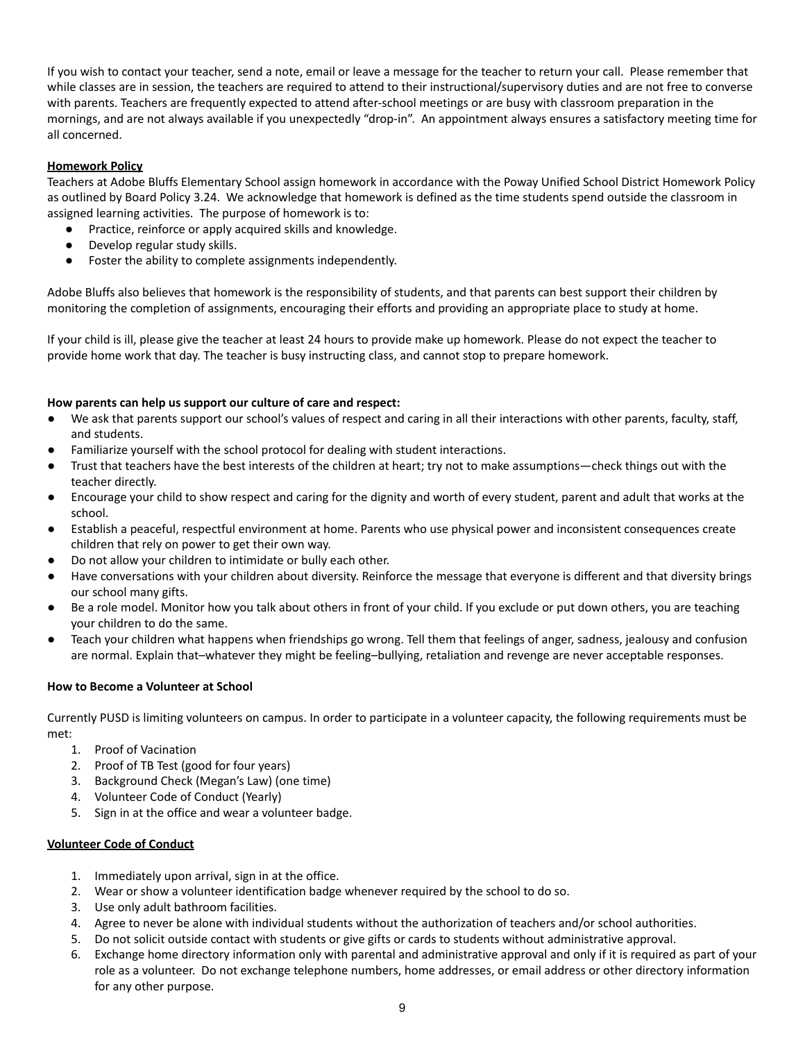If you wish to contact your teacher, send a note, email or leave a message for the teacher to return your call. Please remember that while classes are in session, the teachers are required to attend to their instructional/supervisory duties and are not free to converse with parents. Teachers are frequently expected to attend after-school meetings or are busy with classroom preparation in the mornings, and are not always available if you unexpectedly "drop-in". An appointment always ensures a satisfactory meeting time for all concerned.

**Homework Policy**

Teachers at Adobe Bluffs Elementary School assign homework in accordance with the Poway Unified School District Homework Policy as outlined by Board Policy 3.24. We acknowledge that homework is defined as the time students spend outside the classroom in assigned learning activities. The purpose of homework is to:

- Practice, reinforce or apply acquired skills and knowledge.
- Develop regular study skills.
- Foster the ability to complete assignments independently.

Adobe Bluffs also believes that homework is the responsibility of students, and that parents can best support their children by monitoring the completion of assignments, encouraging their efforts and providing an appropriate place to study at home.

If your child is ill, please give the teacher at least 24 hours to provide make up homework. Please do not expect the teacher to provide home work that day. The teacher is busy instructing class, and cannot stop to prepare homework.

**How parents can help us support our culture of care and respect:**

- We ask that parents support our school's values of respect and caring in all their interactions with other parents, faculty, staff, and students.
- Familiarize yourself with the school protocol for dealing with student interactions.
- Trust that teachers have the best interests of the children at heart; try not to make assumptions—check things out with the teacher directly.
- Encourage your child to show respect and caring for the dignity and worth of every student, parent and adult that works at the school.
- Establish a peaceful, respectful environment at home. Parents who use physical power and inconsistent consequences create children that rely on power to get their own way.
- Do not allow your children to intimidate or bully each other.
- Have conversations with your children about diversity. Reinforce the message that everyone is different and that diversity brings our school many gifts.
- Be a role model. Monitor how you talk about others in front of your child. If you exclude or put down others, you are teaching your children to do the same.
- Teach your children what happens when friendships go wrong. Tell them that feelings of anger, sadness, jealousy and confusion are normal. Explain that–whatever they might be feeling–bullying, retaliation and revenge are never acceptable responses.

**How to Become a Volunteer at School**

Currently PUSD is limiting volunteers on campus. In order to participate in a volunteer capacity, the following requirements must be met:

1. Proof of Vacination
2. Proof of TB Test (good for four years)
3. Background Check (Megan's Law) (one time)
4. Volunteer Code of Conduct (Yearly)
5. Sign in at the office and wear a volunteer badge.

**Volunteer Code of Conduct**

1. Immediately upon arrival, sign in at the office.
2. Wear or show a volunteer identification badge whenever required by the school to do so.
3. Use only adult bathroom facilities.
4. Agree to never be alone with individual students without the authorization of teachers and/or school authorities.
5. Do not solicit outside contact with students or give gifts or cards to students without administrative approval.
6. Exchange home directory information only with parental and administrative approval and only if it is required as part of your role as a volunteer. Do not exchange telephone numbers, home addresses, or email address or other directory information for any other purpose.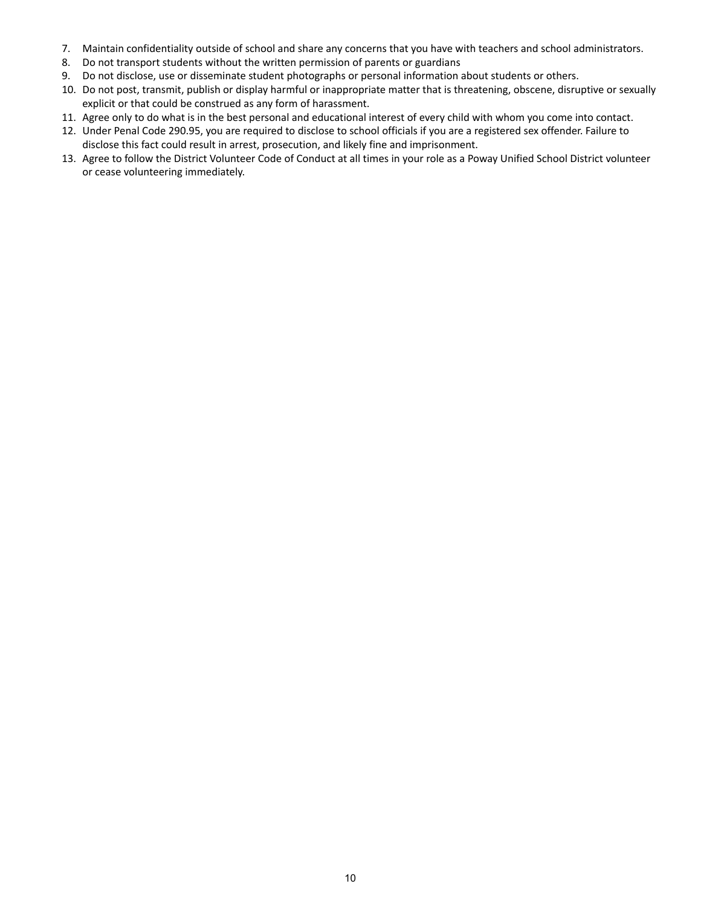7. Maintain confidentiality outside of school and share any concerns that you have with teachers and school administrators.
8. Do not transport students without the written permission of parents or guardians
9. Do not disclose, use or disseminate student photographs or personal information about students or others.
10. Do not post, transmit, publish or display harmful or inappropriate matter that is threatening, obscene, disruptive or sexually explicit or that could be construed as any form of harassment.
11. Agree only to do what is in the best personal and educational interest of every child with whom you come into contact.
12. Under Penal Code 290.95, you are required to disclose to school officials if you are a registered sex offender. Failure to disclose this fact could result in arrest, prosecution, and likely fine and imprisonment.
13. Agree to follow the District Volunteer Code of Conduct at all times in your role as a Poway Unified School District volunteer or cease volunteering immediately.